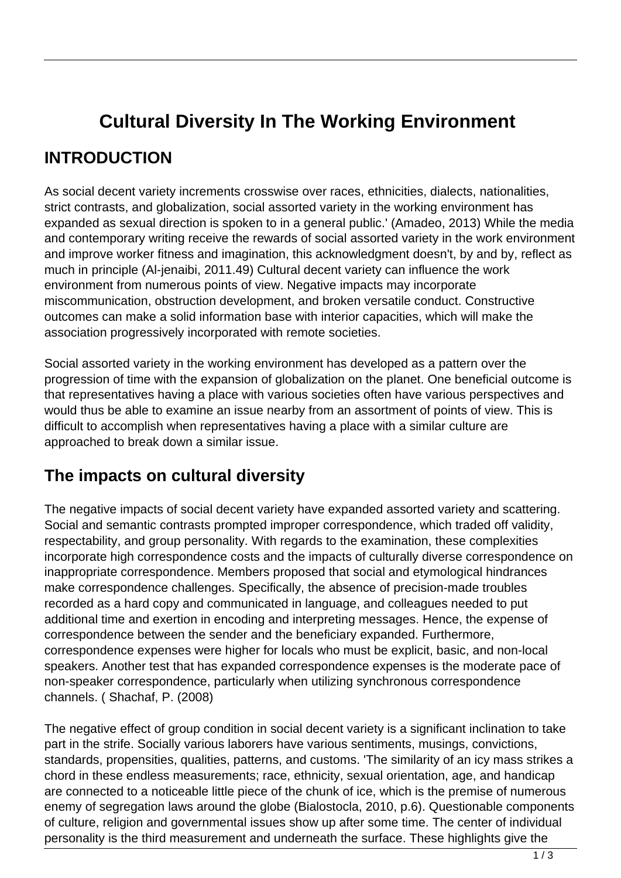# Cultural Diversity In The Working Environment

## INTRODUCTION

As social decent variety increments crosswise over races, ethnicities, dialects, nationalities, strict contrasts, and globalization, social assorted variety in the working environment has expanded as sexual direction is spoken to in a general public.' (Amadeo, 2013) While the media and contemporary writing receive the rewards of social assorted variety in the work environment and improve worker fitness and imagination, this acknowledgment doesn't, by and by, reflect as much in principle (Al-jenaibi, 2011.49) Cultural decent variety can influence the work environment from numerous points of view. Negative impacts may incorporate miscommunication, obstruction development, and broken versatile conduct. Constructive outcomes can make a solid information base with interior capacities, which will make the association progressively incorporated with remote societies.

Social assorted variety in the working environment has developed as a pattern over the progression of time with the expansion of globalization on the planet. One beneficial outcome is that representatives having a place with various societies often have various perspectives and would thus be able to examine an issue nearby from an assortment of points of view. This is difficult to accomplish when representatives having a place with a similar culture are approached to break down a similar issue.

## The impacts on cultural diversity

The negative impacts of social decent variety have expanded assorted variety and scattering. Social and semantic contrasts prompted improper correspondence, which traded off validity, respectability, and group personality. With regards to the examination, these complexities incorporate high correspondence costs and the impacts of culturally diverse correspondence on inappropriate correspondence. Members proposed that social and etymological hindrances make correspondence challenges. Specifically, the absence of precision-made troubles recorded as a hard copy and communicated in language, and colleagues needed to put additional time and exertion in encoding and interpreting messages. Hence, the expense of correspondence between the sender and the beneficiary expanded. Furthermore, correspondence expenses were higher for locals who must be explicit, basic, and non-local speakers. Another test that has expanded correspondence expenses is the moderate pace of non-speaker correspondence, particularly when utilizing synchronous correspondence channels. ( Shachaf, P. (2008)

The negative effect of group condition in social decent variety is a significant inclination to take part in the strife. Socially various laborers have various sentiments, musings, convictions, standards, propensities, qualities, patterns, and customs. 'The similarity of an icy mass strikes a chord in these endless measurements; race, ethnicity, sexual orientation, age, and handicap are connected to a noticeable little piece of the chunk of ice, which is the premise of numerous enemy of segregation laws around the globe (Bialostocla, 2010, p.6). Questionable components of culture, religion and governmental issues show up after some time. The center of individual personality is the third measurement and underneath the surface. These highlights give the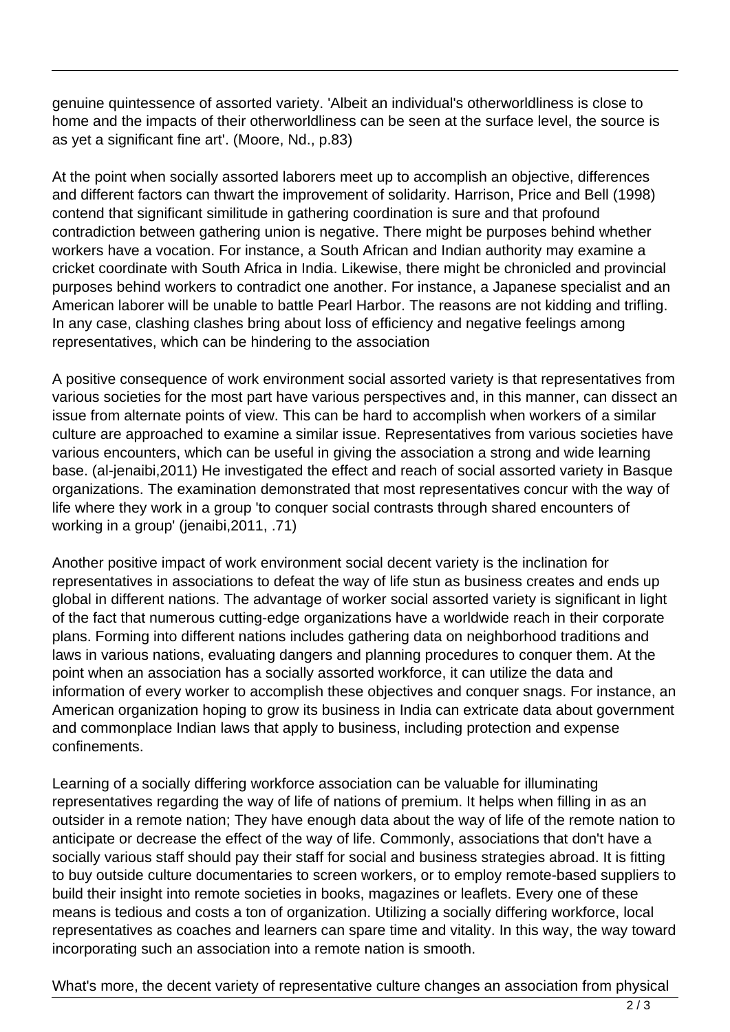genuine quintessence of assorted variety. 'Albeit an individual's otherworldliness is close to home and the impacts of their otherworldliness can be seen at the surface level, the source is as yet a significant fine art'. (Moore, Nd., p.83)

At the point when socially assorted laborers meet up to accomplish an objective, differences and different factors can thwart the improvement of solidarity. Harrison, Price and Bell (1998) contend that significant similitude in gathering coordination is sure and that profound contradiction between gathering union is negative. There might be purposes behind whether workers have a vocation. For instance, a South African and Indian authority may examine a cricket coordinate with South Africa in India. Likewise, there might be chronicled and provincial purposes behind workers to contradict one another. For instance, a Japanese specialist and an American laborer will be unable to battle Pearl Harbor. The reasons are not kidding and trifling. In any case, clashing clashes bring about loss of efficiency and negative feelings among representatives, which can be hindering to the association

A positive consequence of work environment social assorted variety is that representatives from various societies for the most part have various perspectives and, in this manner, can dissect an issue from alternate points of view. This can be hard to accomplish when workers of a similar culture are approached to examine a similar issue. Representatives from various societies have various encounters, which can be useful in giving the association a strong and wide learning base. (al-jenaibi,2011) He investigated the effect and reach of social assorted variety in Basque organizations. The examination demonstrated that most representatives concur with the way of life where they work in a group 'to conquer social contrasts through shared encounters of working in a group' (jenaibi,2011, .71)

Another positive impact of work environment social decent variety is the inclination for representatives in associations to defeat the way of life stun as business creates and ends up global in different nations. The advantage of worker social assorted variety is significant in light of the fact that numerous cutting-edge organizations have a worldwide reach in their corporate plans. Forming into different nations includes gathering data on neighborhood traditions and laws in various nations, evaluating dangers and planning procedures to conquer them. At the point when an association has a socially assorted workforce, it can utilize the data and information of every worker to accomplish these objectives and conquer snags. For instance, an American organization hoping to grow its business in India can extricate data about government and commonplace Indian laws that apply to business, including protection and expense confinements.

Learning of a socially differing workforce association can be valuable for illuminating representatives regarding the way of life of nations of premium. It helps when filling in as an outsider in a remote nation; They have enough data about the way of life of the remote nation to anticipate or decrease the effect of the way of life. Commonly, associations that don't have a socially various staff should pay their staff for social and business strategies abroad. It is fitting to buy outside culture documentaries to screen workers, or to employ remote-based suppliers to build their insight into remote societies in books, magazines or leaflets. Every one of these means is tedious and costs a ton of organization. Utilizing a socially differing workforce, local representatives as coaches and learners can spare time and vitality. In this way, the way toward incorporating such an association into a remote nation is smooth.

What's more, the decent variety of representative culture changes an association from physical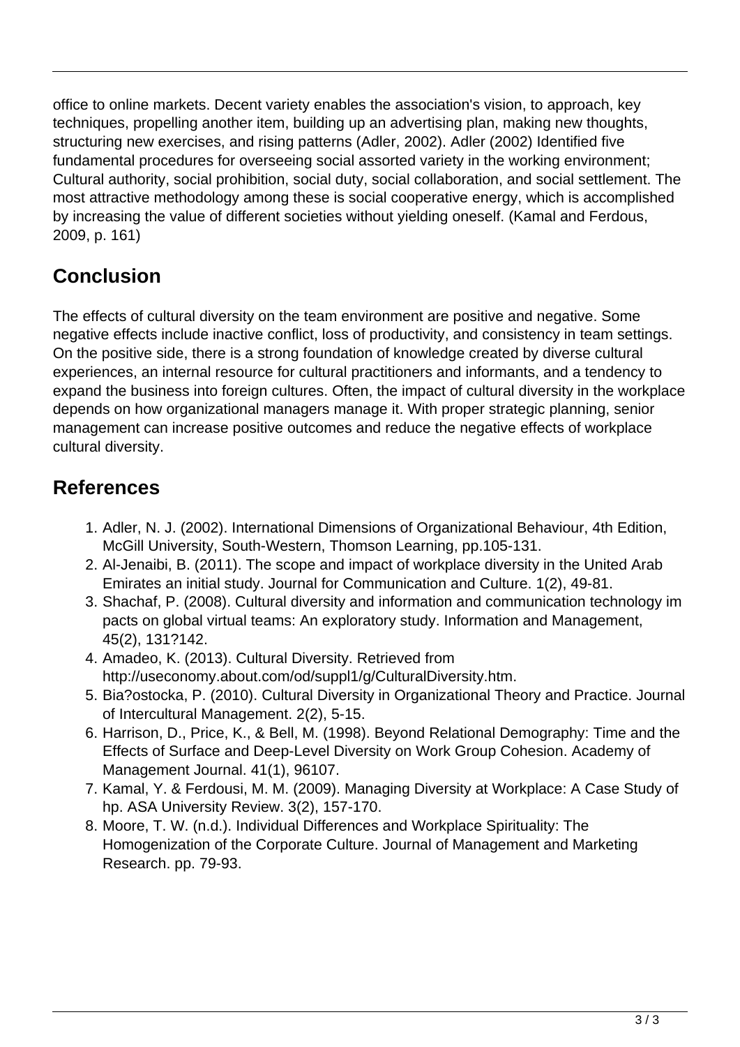office to online markets. Decent variety enables the association's vision, to approach, key techniques, propelling another item, building up an advertising plan, making new thoughts, structuring new exercises, and rising patterns (Adler, 2002). Adler (2002) Identified five fundamental procedures for overseeing social assorted variety in the working environment; Cultural authority, social prohibition, social duty, social collaboration, and social settlement. The most attractive methodology among these is social cooperative energy, which is accomplished by increasing the value of different societies without yielding oneself. (Kamal and Ferdous, 2009, p. 161)

## Conclusion

The effects of cultural diversity on the team environment are positive and negative. Some negative effects include inactive conflict, loss of productivity, and consistency in team settings. On the positive side, there is a strong foundation of knowledge created by diverse cultural experiences, an internal resource for cultural practitioners and informants, and a tendency to expand the business into foreign cultures. Often, the impact of cultural diversity in the workplace depends on how organizational managers manage it. With proper strategic planning, senior management can increase positive outcomes and reduce the negative effects of workplace cultural diversity.

## References

1. Adler, N. J. (2002). International Dimensions of Organizational Behaviour, 4th Edition, McGill University, South-Western, Thomson Learning, pp.105-131.
2. Al-Jenaibi, B. (2011). The scope and impact of workplace diversity in the United Arab Emirates an initial study. Journal for Communication and Culture. 1(2), 49-81.
3. Shachaf, P. (2008). Cultural diversity and information and communication technology im pacts on global virtual teams: An exploratory study. Information and Management, 45(2), 131?142.
4. Amadeo, K. (2013). Cultural Diversity. Retrieved from http://useconomy.about.com/od/suppl1/g/CulturalDiversity.htm.
5. Bia?ostocka, P. (2010). Cultural Diversity in Organizational Theory and Practice. Journal of Intercultural Management. 2(2), 5-15.
6. Harrison, D., Price, K., & Bell, M. (1998). Beyond Relational Demography: Time and the Effects of Surface and Deep-Level Diversity on Work Group Cohesion. Academy of Management Journal. 41(1), 96107.
7. Kamal, Y. & Ferdousi, M. M. (2009). Managing Diversity at Workplace: A Case Study of hp. ASA University Review. 3(2), 157-170.
8. Moore, T. W. (n.d.). Individual Differences and Workplace Spirituality: The Homogenization of the Corporate Culture. Journal of Management and Marketing Research. pp. 79-93.